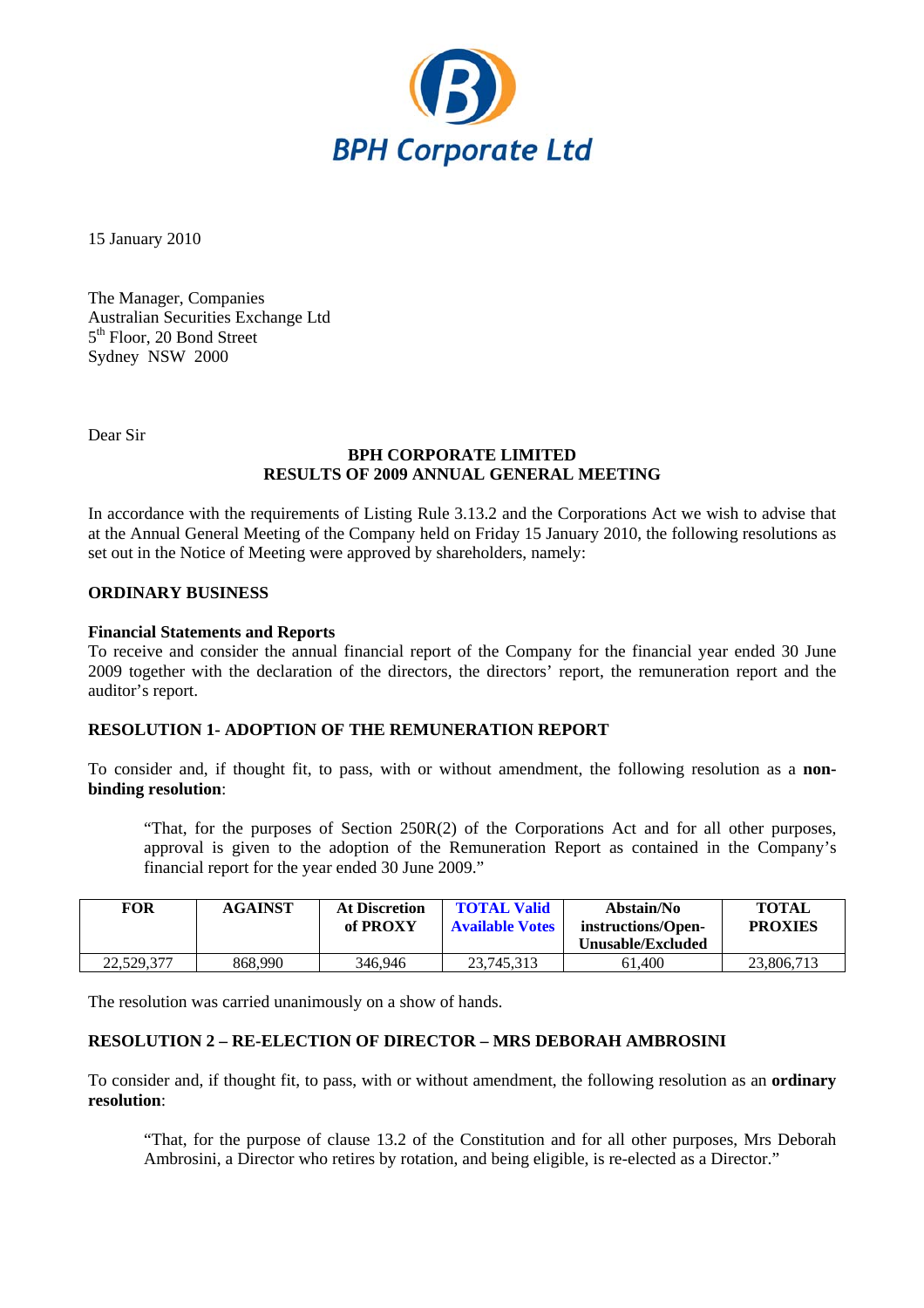BPH Corporate Ltd

15 January 2010

The Manager, Companies
Australian Securities Exchange Ltd
5th Floor, 20 Bond Street
Sydney NSW 2000

Dear Sir

**BPH CORPORATE LIMITED**
**RESULTS OF 2009 ANNUAL GENERAL MEETING**

In accordance with the requirements of Listing Rule 3.13.2 and the Corporations Act we wish to advise that at the Annual General Meeting of the Company held on Friday 15 January 2010, the following resolutions as set out in the Notice of Meeting were approved by shareholders, namely:

## ORDINARY BUSINESS

**Financial Statements and Reports**
To receive and consider the annual financial report of the Company for the financial year ended 30 June 2009 together with the declaration of the directors, the directors' report, the remuneration report and the auditor's report.

### RESOLUTION 1- ADOPTION OF THE REMUNERATION REPORT

To consider and, if thought fit, to pass, with or without amendment, the following resolution as a **non-binding resolution**:

> "That, for the purposes of Section 250R(2) of the Corporations Act and for all other purposes, approval is given to the adoption of the Remuneration Report as contained in the Company's financial report for the year ended 30 June 2009."

| FOR | AGAINST | At Discretion of PROXY | TOTAL Valid Available Votes | Abstain/No instructions/Open-Unusable/Excluded | TOTAL PROXIES |
|---|---|---|---|---|---|
| 22,529,377 | 868,990 | 346,946 | 23,745,313 | 61,400 | 23,806,713 |

The resolution was carried unanimously on a show of hands.

### RESOLUTION 2 – RE-ELECTION OF DIRECTOR – MRS DEBORAH AMBROSINI

To consider and, if thought fit, to pass, with or without amendment, the following resolution as an **ordinary resolution**:

> "That, for the purpose of clause 13.2 of the Constitution and for all other purposes, Mrs Deborah Ambrosini, a Director who retires by rotation, and being eligible, is re-elected as a Director."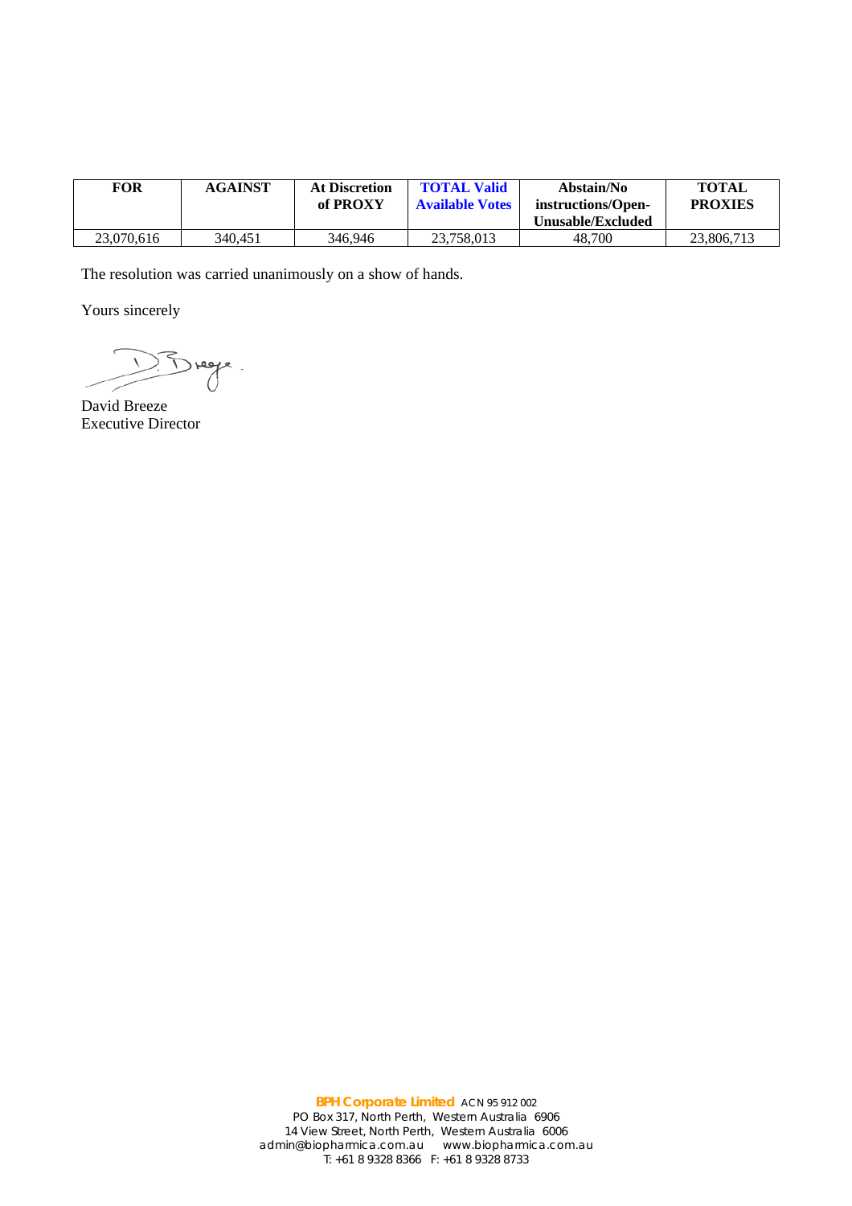| FOR | AGAINST | At Discretion of PROXY | TOTAL Valid Available Votes | Abstain/No instructions/Open-Unusable/Excluded | TOTAL PROXIES |
|---|---|---|---|---|---|
| 23,070,616 | 340,451 | 346,946 | 23,758,013 | 48,700 | 23,806,713 |

The resolution was carried unanimously on a show of hands.

Yours sincerely

David Breeze
Executive Director

**BPH Corporate Limited** ACN 95 912 002
PO Box 317, North Perth, Western Australia 6906
14 View Street, North Perth, Western Australia 6006
admin@biopharmica.com.au www.biopharmica.com.au
T: +61 8 9328 8366 F: +61 8 9328 8733